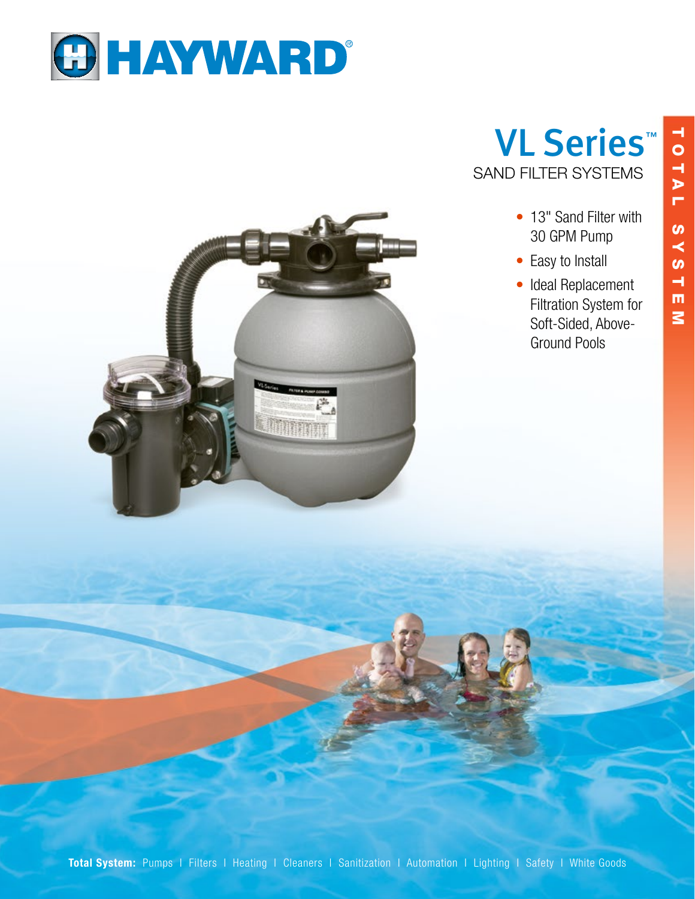# HAYWARD®

## VL Series™

### SAND FILTER SYSTEMS

- 13" Sand Filter with 30 GPM Pump
- Easy to Install
- Ideal Replacement Filtration System for Soft-Sided, Above-Ground Pools

TOTAL SYSTEM

**Total System:** Pumps | Filters | Heating | Cleaners | Sanitization | Automation | Lighting | Safety | White Goods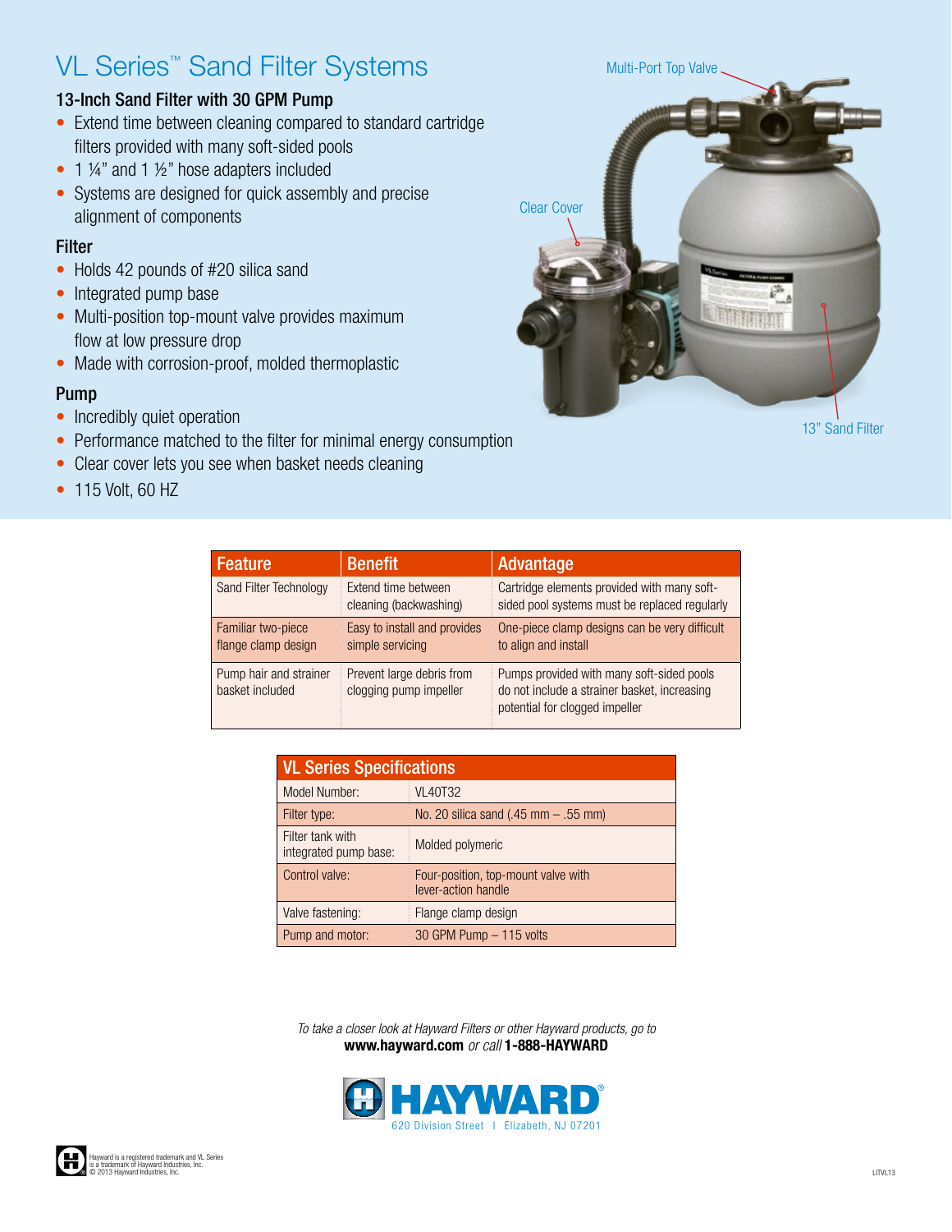# VL Series™ Sand Filter Systems

### 13-Inch Sand Filter with 30 GPM Pump

- Extend time between cleaning compared to standard cartridge filters provided with many soft-sided pools
- 1 ¼" and 1 ½" hose adapters included
- Systems are designed for quick assembly and precise alignment of components

### Filter

- Holds 42 pounds of #20 silica sand
- Integrated pump base
- Multi-position top-mount valve provides maximum flow at low pressure drop
- Made with corrosion-proof, molded thermoplastic

### Pump

- Incredibly quiet operation
- Performance matched to the filter for minimal energy consumption
- Clear cover lets you see when basket needs cleaning
- 115 Volt, 60 HZ

Multi-Port Top Valve

Clear Cover

13" Sand Filter

| Feature | Benefit | Advantage |
|---|---|---|
| Sand Filter Technology | Extend time between cleaning (backwashing) | Cartridge elements provided with many soft-sided pool systems must be replaced regularly |
| Familiar two-piece flange clamp design | Easy to install and provides simple servicing | One-piece clamp designs can be very difficult to align and install |
| Pump hair and strainer basket included | Prevent large debris from clogging pump impeller | Pumps provided with many soft-sided pools do not include a strainer basket, increasing potential for clogged impeller |

| VL Series Specifications | |
|---|---|
| Model Number: | VL40T32 |
| Filter type: | No. 20 silica sand (.45 mm – .55 mm) |
| Filter tank with integrated pump base: | Molded polymeric |
| Control valve: | Four-position, top-mount valve with lever-action handle |
| Valve fastening: | Flange clamp design |
| Pump and motor: | 30 GPM Pump – 115 volts |

*To take a closer look at Hayward Filters or other Hayward products, go to* **www.hayward.com** *or call* **1-888-HAYWARD**

HAYWARD®
620 Division Street | Elizabeth, NJ 07201

Hayward is a registered trademark and VL Series is a trademark of Hayward Industries, Inc.
© 2013 Hayward Industries, Inc.

LITVL13